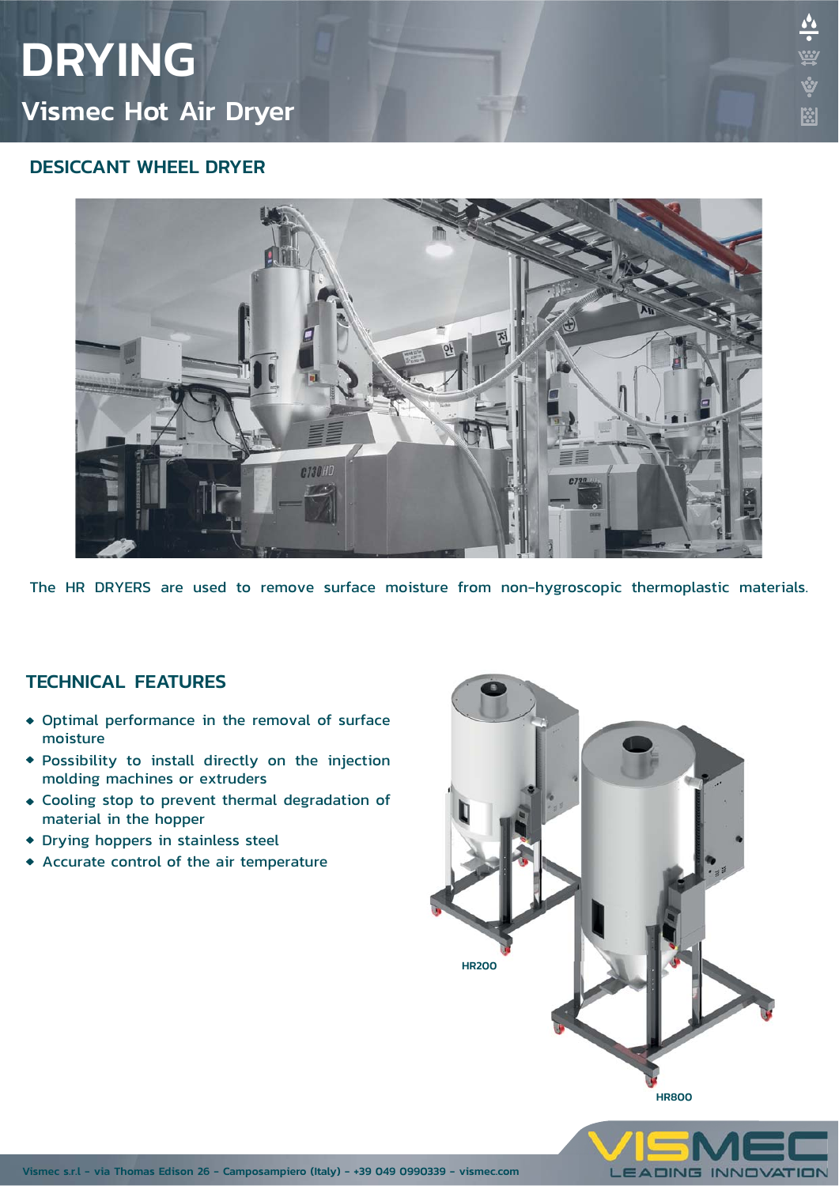# DRYING

## Vismec Hot Air Dryer

### DESICCANT WHEEL DRYER

The HR DRYERS are used to remove surface moisture from non-hygroscopic thermoplastic materials.

### TECHNICAL FEATURES

- Optimal performance in the removal of surface moisture
- Possibility to install directly on the injection molding machines or extruders
- Cooling stop to prevent thermal degradation of material in the hopper
- Drying hoppers in stainless steel
- Accurate control of the air temperature

HR200

HR800

Vismec s.r.l - via Thomas Edison 26 - Camposampiero (Italy) - +39 049 0990339 - vismec.com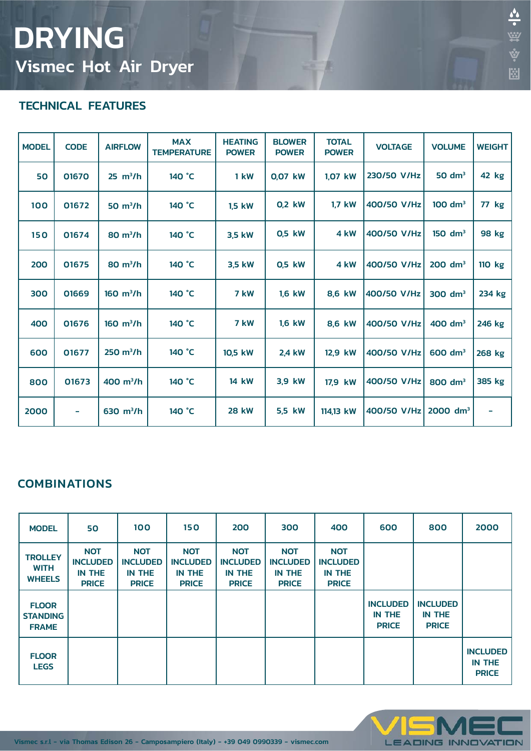# DRYING

## Vismec Hot Air Dryer

### TECHNICAL FEATURES

| MODEL | CODE | AIRFLOW | MAX TEMPERATURE | HEATING POWER | BLOWER POWER | TOTAL POWER | VOLTAGE | VOLUME | WEIGHT |
|---|---|---|---|---|---|---|---|---|---|
| 50 | 01670 | 25 m³/h | 140 °C | 1 kW | 0,07 kW | 1,07 kW | 230/50 V/Hz | 50 dm³ | 42 kg |
| 100 | 01672 | 50 m³/h | 140 °C | 1,5 kW | 0,2 kW | 1,7 kW | 400/50 V/Hz | 100 dm³ | 77 kg |
| 150 | 01674 | 80 m³/h | 140 °C | 3,5 kW | 0,5 kW | 4 kW | 400/50 V/Hz | 150 dm³ | 98 kg |
| 200 | 01675 | 80 m³/h | 140 °C | 3,5 kW | 0,5 kW | 4 kW | 400/50 V/Hz | 200 dm³ | 110 kg |
| 300 | 01669 | 160 m³/h | 140 °C | 7 kW | 1,6 kW | 8,6 kW | 400/50 V/Hz | 300 dm³ | 234 kg |
| 400 | 01676 | 160 m³/h | 140 °C | 7 kW | 1,6 kW | 8,6 kW | 400/50 V/Hz | 400 dm³ | 246 kg |
| 600 | 01677 | 250 m³/h | 140 °C | 10,5 kW | 2,4 kW | 12,9 kW | 400/50 V/Hz | 600 dm³ | 268 kg |
| 800 | 01673 | 400 m³/h | 140 °C | 14 kW | 3,9 kW | 17,9 kW | 400/50 V/Hz | 800 dm³ | 385 kg |
| 2000 | - | 630 m³/h | 140 °C | 28 kW | 5,5 kW | 114,13 kW | 400/50 V/Hz | 2000 dm³ | - |

### COMBINATIONS

| MODEL | 50 | 100 | 150 | 200 | 300 | 400 | 600 | 800 | 2000 |
|---|---|---|---|---|---|---|---|---|---|
| TROLLEY WITH WHEELS | NOT INCLUDED IN THE PRICE | NOT INCLUDED IN THE PRICE | NOT INCLUDED IN THE PRICE | NOT INCLUDED IN THE PRICE | NOT INCLUDED IN THE PRICE | NOT INCLUDED IN THE PRICE | | | |
| FLOOR STANDING FRAME | | | | | | | INCLUDED IN THE PRICE | INCLUDED IN THE PRICE | |
| FLOOR LEGS | | | | | | | | | INCLUDED IN THE PRICE |

Vismec s.r.l - via Thomas Edison 26 - Camposampiero (Italy) - +39 049 0990339 - vismec.com

VISMEC LEADING INNOVATION